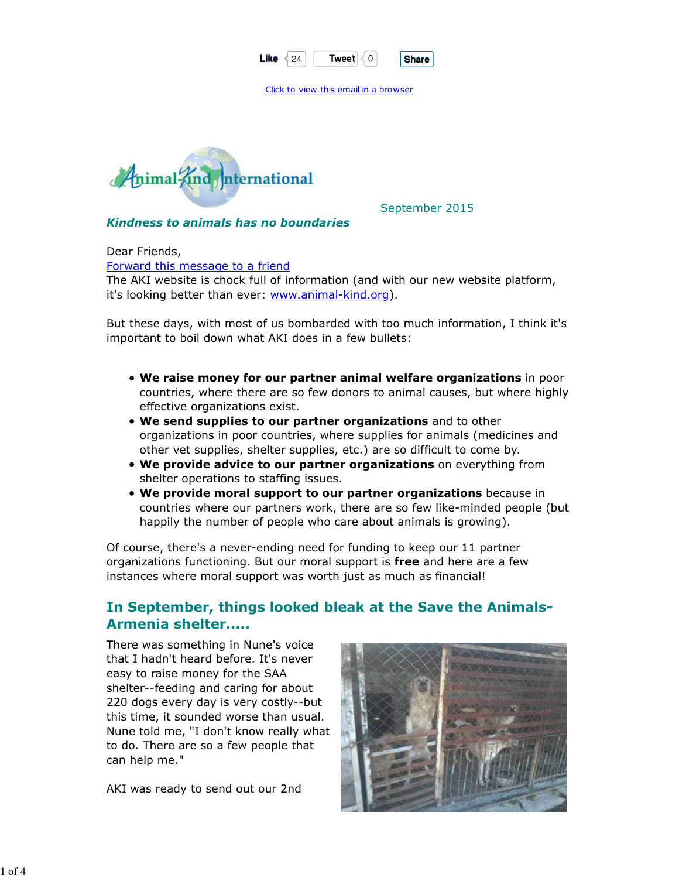Like 24 Tweet 0 Share

Click to view this email in a browser

Animal-Kind International

September 2015

***Kindness to animals has no boundaries***

Dear Friends,

Forward this message to a friend

The AKI website is chock full of information (and with our new website platform, it's looking better than ever: www.animal-kind.org).

But these days, with most of us bombarded with too much information, I think it's important to boil down what AKI does in a few bullets:

- **We raise money for our partner animal welfare organizations** in poor countries, where there are so few donors to animal causes, but where highly effective organizations exist.
- **We send supplies to our partner organizations** and to other organizations in poor countries, where supplies for animals (medicines and other vet supplies, shelter supplies, etc.) are so difficult to come by.
- **We provide advice to our partner organizations** on everything from shelter operations to staffing issues.
- **We provide moral support to our partner organizations** because in countries where our partners work, there are so few like-minded people (but happily the number of people who care about animals is growing).

Of course, there's a never-ending need for funding to keep our 11 partner organizations functioning. But our moral support is **free** and here are a few instances where moral support was worth just as much as financial!

## In September, things looked bleak at the Save the Animals-Armenia shelter.....

There was something in Nune's voice that I hadn't heard before. It's never easy to raise money for the SAA shelter--feeding and caring for about 220 dogs every day is very costly--but this time, it sounded worse than usual. Nune told me, "I don't know really what to do. There are so a few people that can help me."

AKI was ready to send out our 2nd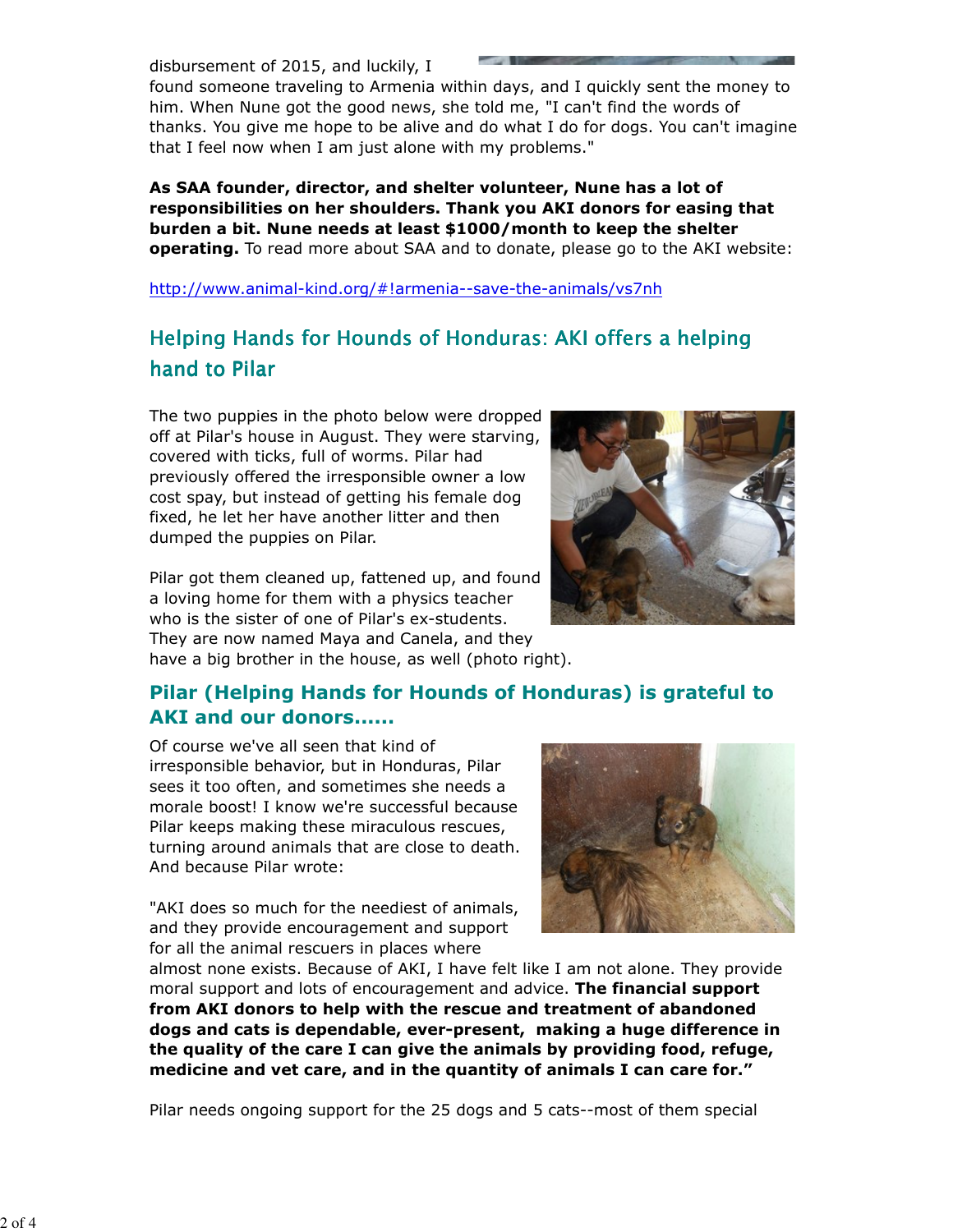disbursement of 2015, and luckily, I found someone traveling to Armenia within days, and I quickly sent the money to him. When Nune got the good news, she told me, "I can't find the words of thanks. You give me hope to be alive and do what I do for dogs. You can't imagine that I feel now when I am just alone with my problems."

**As SAA founder, director, and shelter volunteer, Nune has a lot of responsibilities on her shoulders. Thank you AKI donors for easing that burden a bit. Nune needs at least $1000/month to keep the shelter operating.** To read more about SAA and to donate, please go to the AKI website:

http://www.animal-kind.org/#!armenia--save-the-animals/vs7nh

## Helping Hands for Hounds of Honduras: AKI offers a helping hand to Pilar

The two puppies in the photo below were dropped off at Pilar's house in August. They were starving, covered with ticks, full of worms. Pilar had previously offered the irresponsible owner a low cost spay, but instead of getting his female dog fixed, he let her have another litter and then dumped the puppies on Pilar.

Pilar got them cleaned up, fattened up, and found a loving home for them with a physics teacher who is the sister of one of Pilar's ex-students. They are now named Maya and Canela, and they have a big brother in the house, as well (photo right).

## Pilar (Helping Hands for Hounds of Honduras) is grateful to AKI and our donors......

Of course we've all seen that kind of irresponsible behavior, but in Honduras, Pilar sees it too often, and sometimes she needs a morale boost! I know we're successful because Pilar keeps making these miraculous rescues, turning around animals that are close to death. And because Pilar wrote:

"AKI does so much for the neediest of animals, and they provide encouragement and support for all the animal rescuers in places where almost none exists. Because of AKI, I have felt like I am not alone. They provide moral support and lots of encouragement and advice. **The financial support from AKI donors to help with the rescue and treatment of abandoned dogs and cats is dependable, ever-present, making a huge difference in the quality of the care I can give the animals by providing food, refuge, medicine and vet care, and in the quantity of animals I can care for."**

Pilar needs ongoing support for the 25 dogs and 5 cats--most of them special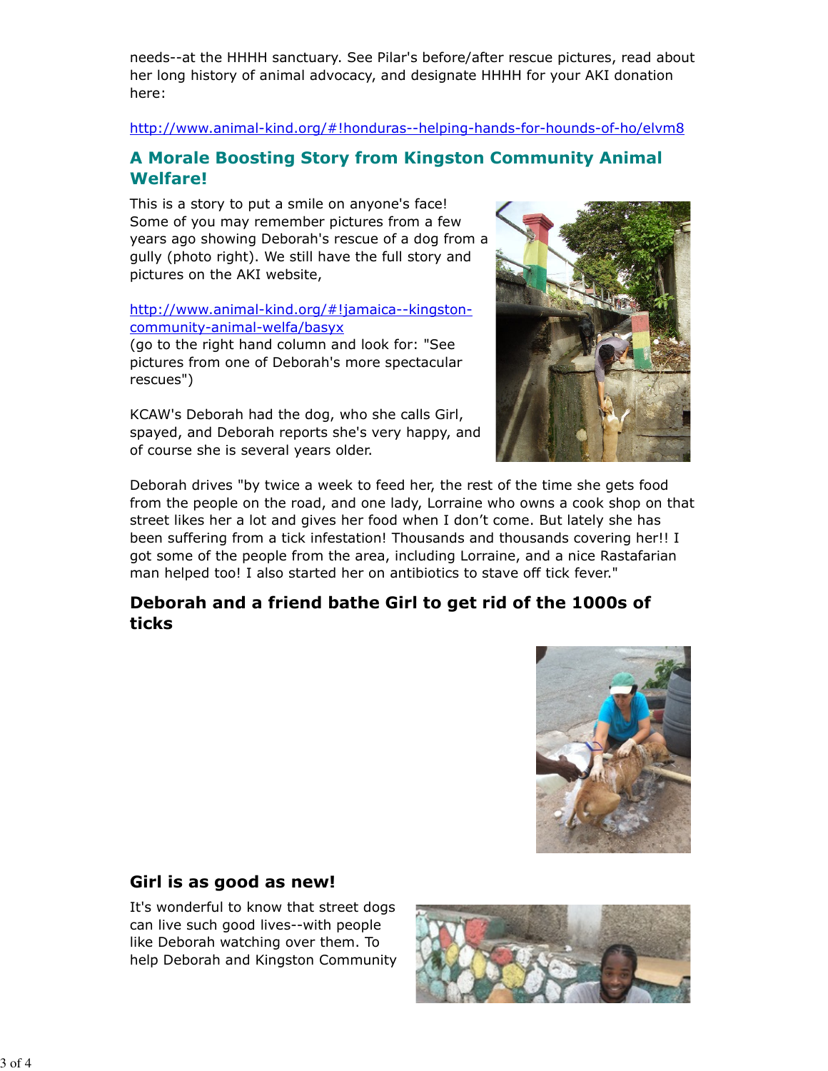needs--at the HHHH sanctuary. See Pilar's before/after rescue pictures, read about her long history of animal advocacy, and designate HHHH for your AKI donation here:

http://www.animal-kind.org/#!honduras--helping-hands-for-hounds-of-ho/elvm8

## A Morale Boosting Story from Kingston Community Animal Welfare!

This is a story to put a smile on anyone's face! Some of you may remember pictures from a few years ago showing Deborah's rescue of a dog from a gully (photo right). We still have the full story and pictures on the AKI website,

http://www.animal-kind.org/#!jamaica--kingston-community-animal-welfa/basyx
(go to the right hand column and look for: "See pictures from one of Deborah's more spectacular rescues")

KCAW's Deborah had the dog, who she calls Girl, spayed, and Deborah reports she's very happy, and of course she is several years older.

Deborah drives "by twice a week to feed her, the rest of the time she gets food from the people on the road, and one lady, Lorraine who owns a cook shop on that street likes her a lot and gives her food when I don't come. But lately she has been suffering from a tick infestation! Thousands and thousands covering her!! I got some of the people from the area, including Lorraine, and a nice Rastafarian man helped too! I also started her on antibiotics to stave off tick fever."

## Deborah and a friend bathe Girl to get rid of the 1000s of ticks

## Girl is as good as new!

It's wonderful to know that street dogs can live such good lives--with people like Deborah watching over them. To help Deborah and Kingston Community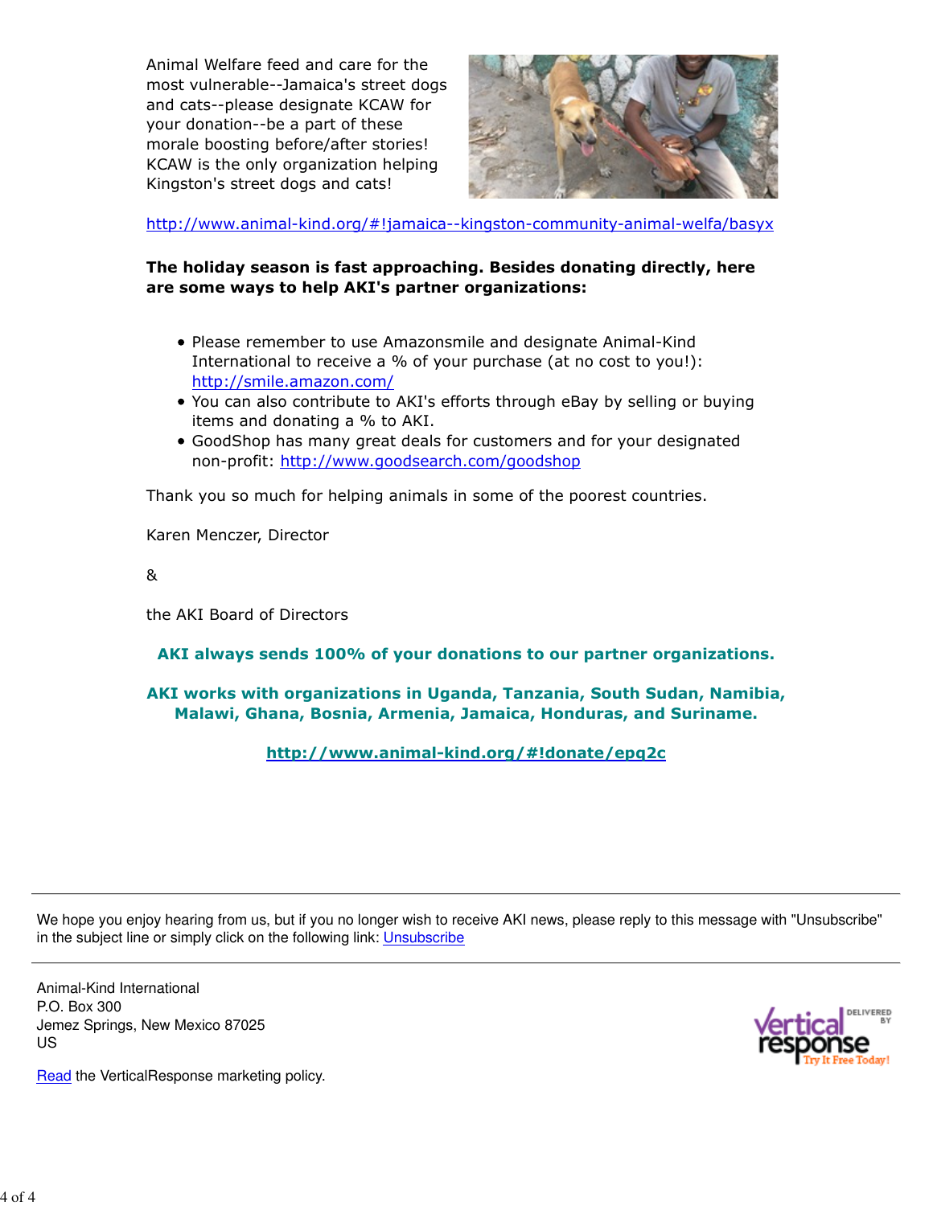Animal Welfare feed and care for the most vulnerable--Jamaica's street dogs and cats--please designate KCAW for your donation--be a part of these morale boosting before/after stories! KCAW is the only organization helping Kingston's street dogs and cats!

http://www.animal-kind.org/#!jamaica--kingston-community-animal-welfa/basyx

**The holiday season is fast approaching. Besides donating directly, here are some ways to help AKI's partner organizations:**

- Please remember to use Amazonsmile and designate Animal-Kind International to receive a % of your purchase (at no cost to you!): http://smile.amazon.com/
- You can also contribute to AKI's efforts through eBay by selling or buying items and donating a % to AKI.
- GoodShop has many great deals for customers and for your designated non-profit: http://www.goodsearch.com/goodshop

Thank you so much for helping animals in some of the poorest countries.

Karen Menczer, Director

&

the AKI Board of Directors

**AKI always sends 100% of your donations to our partner organizations.**

**AKI works with organizations in Uganda, Tanzania, South Sudan, Namibia, Malawi, Ghana, Bosnia, Armenia, Jamaica, Honduras, and Suriname.**

**http://www.animal-kind.org/#!donate/epq2c**

---

We hope you enjoy hearing from us, but if you no longer wish to receive AKI news, please reply to this message with "Unsubscribe" in the subject line or simply click on the following link: Unsubscribe

---

Animal-Kind International
P.O. Box 300
Jemez Springs, New Mexico 87025
US

Read the VerticalResponse marketing policy.

Vertical response DELIVERED BY Try It Free Today!